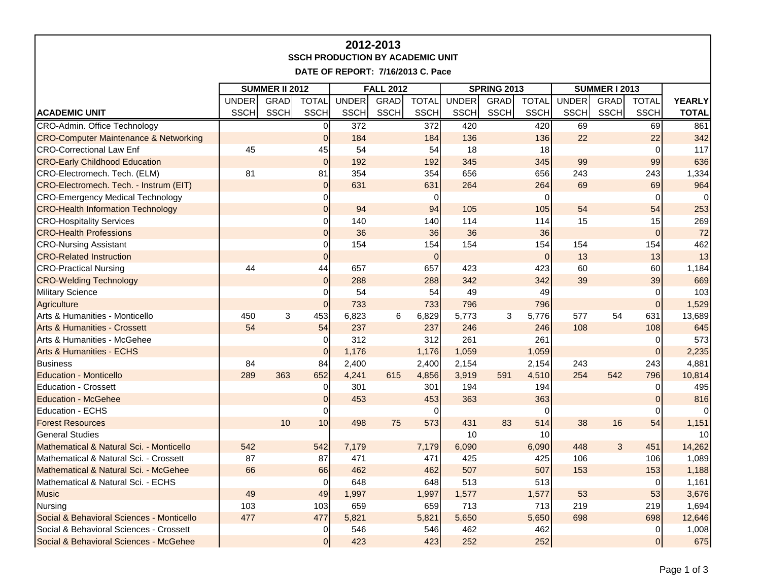# 2012-2013

## SSCH PRODUCTION BY ACADEMIC UNIT

**DATE OF REPORT: 7/16/2013 C. Pace**

| | SUMMER II 2012 | | | FALL 2012 | | | SPRING 2013 | | | SUMMER I 2013 | | | |
|---|---|---|---|---|---|---|---|---|---|---|---|---|---|
| **ACADEMIC UNIT** | UNDER SSCH | GRAD SSCH | TOTAL SSCH | UNDER SSCH | GRAD SSCH | TOTAL SSCH | UNDER SSCH | GRAD SSCH | TOTAL SSCH | UNDER SSCH | GRAD SSCH | TOTAL SSCH | **YEARLY TOTAL** |
| CRO-Admin. Office Technology | | | 0 | 372 | | 372 | 420 | | 420 | 69 | | 69 | 861 |
| CRO-Computer Maintenance & Networking | | | 0 | 184 | | 184 | 136 | | 136 | 22 | | 22 | 342 |
| CRO-Correctional Law Enf | 45 | | 45 | 54 | | 54 | 18 | | 18 | | | 0 | 117 |
| CRO-Early Childhood Education | | | 0 | 192 | | 192 | 345 | | 345 | 99 | | 99 | 636 |
| CRO-Electromech. Tech. (ELM) | 81 | | 81 | 354 | | 354 | 656 | | 656 | 243 | | 243 | 1,334 |
| CRO-Electromech. Tech. - Instrum (EIT) | | | 0 | 631 | | 631 | 264 | | 264 | 69 | | 69 | 964 |
| CRO-Emergency Medical Technology | | | 0 | | | 0 | | | 0 | | | 0 | 0 |
| CRO-Health Information Technology | | | 0 | 94 | | 94 | 105 | | 105 | 54 | | 54 | 253 |
| CRO-Hospitality Services | | | 0 | 140 | | 140 | 114 | | 114 | 15 | | 15 | 269 |
| CRO-Health Professions | | | 0 | 36 | | 36 | 36 | | 36 | | | 0 | 72 |
| CRO-Nursing Assistant | | | 0 | 154 | | 154 | 154 | | 154 | 154 | | 154 | 462 |
| CRO-Related Instruction | | | 0 | | | 0 | | | 0 | 13 | | 13 | 13 |
| CRO-Practical Nursing | 44 | | 44 | 657 | | 657 | 423 | | 423 | 60 | | 60 | 1,184 |
| CRO-Welding Technology | | | 0 | 288 | | 288 | 342 | | 342 | 39 | | 39 | 669 |
| Military Science | | | 0 | 54 | | 54 | 49 | | 49 | | | 0 | 103 |
| Agriculture | | | 0 | 733 | | 733 | 796 | | 796 | | | 0 | 1,529 |
| Arts & Humanities - Monticello | 450 | 3 | 453 | 6,823 | 6 | 6,829 | 5,773 | 3 | 5,776 | 577 | 54 | 631 | 13,689 |
| Arts & Humanities - Crossett | 54 | | 54 | 237 | | 237 | 246 | | 246 | 108 | | 108 | 645 |
| Arts & Humanities - McGehee | | | 0 | 312 | | 312 | 261 | | 261 | | | 0 | 573 |
| Arts & Humanities - ECHS | | | 0 | 1,176 | | 1,176 | 1,059 | | 1,059 | | | 0 | 2,235 |
| Business | 84 | | 84 | 2,400 | | 2,400 | 2,154 | | 2,154 | 243 | | 243 | 4,881 |
| Education - Monticello | 289 | 363 | 652 | 4,241 | 615 | 4,856 | 3,919 | 591 | 4,510 | 254 | 542 | 796 | 10,814 |
| Education - Crossett | | | 0 | 301 | | 301 | 194 | | 194 | | | 0 | 495 |
| Education - McGehee | | | 0 | 453 | | 453 | 363 | | 363 | | | 0 | 816 |
| Education - ECHS | | | 0 | | | 0 | | | 0 | | | 0 | 0 |
| Forest Resources | | 10 | 10 | 498 | 75 | 573 | 431 | 83 | 514 | 38 | 16 | 54 | 1,151 |
| General Studies | | | | | | | 10 | | 10 | | | | 10 |
| Mathematical & Natural Sci. - Monticello | 542 | | 542 | 7,179 | | 7,179 | 6,090 | | 6,090 | 448 | 3 | 451 | 14,262 |
| Mathematical & Natural Sci. - Crossett | 87 | | 87 | 471 | | 471 | 425 | | 425 | 106 | | 106 | 1,089 |
| Mathematical & Natural Sci. - McGehee | 66 | | 66 | 462 | | 462 | 507 | | 507 | 153 | | 153 | 1,188 |
| Mathematical & Natural Sci. - ECHS | | | 0 | 648 | | 648 | 513 | | 513 | | | 0 | 1,161 |
| Music | 49 | | 49 | 1,997 | | 1,997 | 1,577 | | 1,577 | 53 | | 53 | 3,676 |
| Nursing | 103 | | 103 | 659 | | 659 | 713 | | 713 | 219 | | 219 | 1,694 |
| Social & Behavioral Sciences - Monticello | 477 | | 477 | 5,821 | | 5,821 | 5,650 | | 5,650 | 698 | | 698 | 12,646 |
| Social & Behavioral Sciences - Crossett | | | 0 | 546 | | 546 | 462 | | 462 | | | 0 | 1,008 |
| Social & Behavioral Sciences - McGehee | | | 0 | 423 | | 423 | 252 | | 252 | | | 0 | 675 |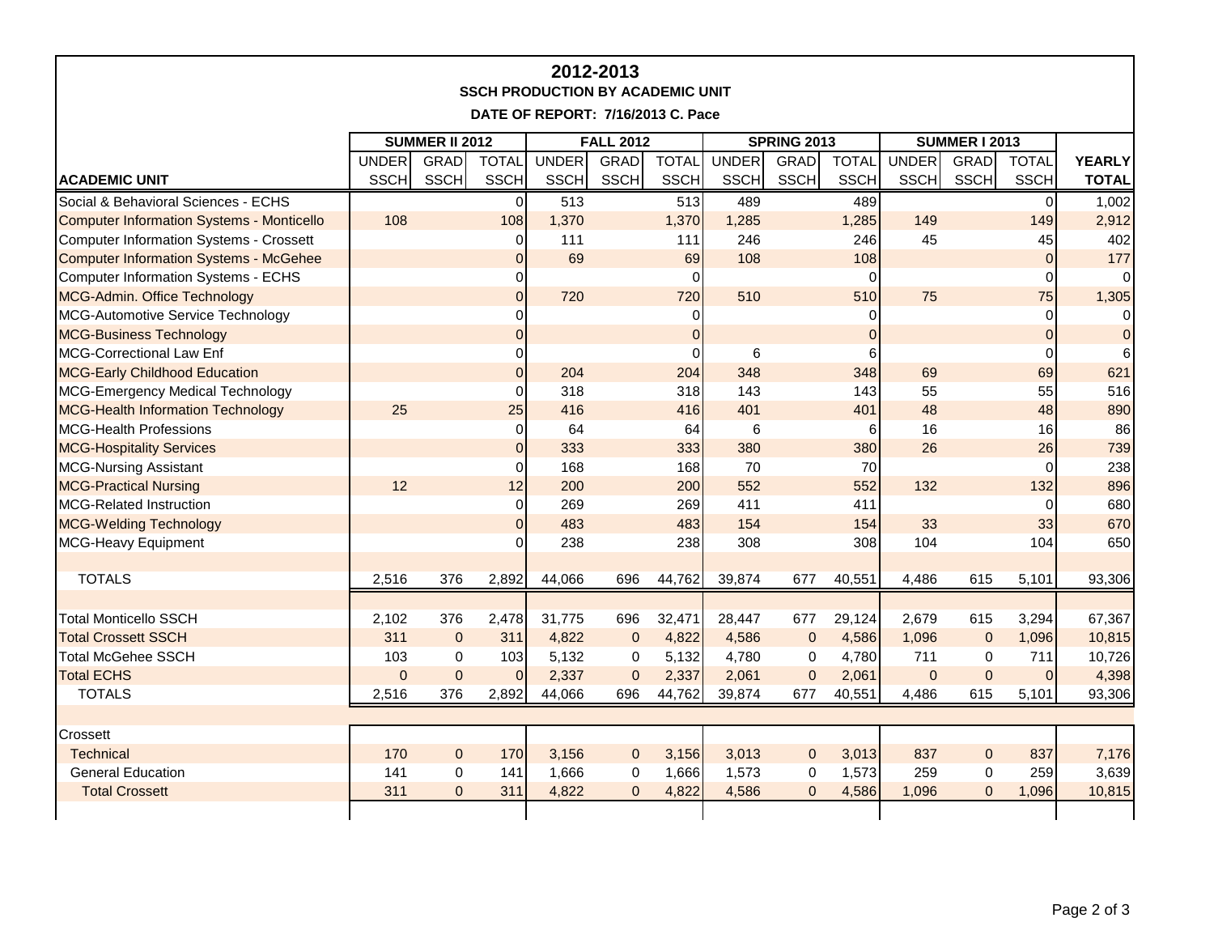# 2012-2013

## SSCH PRODUCTION BY ACADEMIC UNIT

**DATE OF REPORT: 7/16/2013 C. Pace**

| | SUMMER II 2012 | | | FALL 2012 | | | SPRING 2013 | | | SUMMER I 2013 | | | |
|---|---|---|---|---|---|---|---|---|---|---|---|---|---|
| **ACADEMIC UNIT** | UNDER SSCH | GRAD SSCH | TOTAL SSCH | UNDER SSCH | GRAD SSCH | TOTAL SSCH | UNDER SSCH | GRAD SSCH | TOTAL SSCH | UNDER SSCH | GRAD SSCH | TOTAL SSCH | **YEARLY TOTAL** |
| Social & Behavioral Sciences - ECHS | | | 0 | 513 | | 513 | 489 | | 489 | | | 0 | 1,002 |
| Computer Information Systems - Monticello | 108 | | 108 | 1,370 | | 1,370 | 1,285 | | 1,285 | 149 | | 149 | 2,912 |
| Computer Information Systems - Crossett | | | 0 | 111 | | 111 | 246 | | 246 | 45 | | 45 | 402 |
| Computer Information Systems - McGehee | | | 0 | 69 | | 69 | 108 | | 108 | | | 0 | 177 |
| Computer Information Systems - ECHS | | | 0 | | | 0 | | | 0 | | | 0 | 0 |
| MCG-Admin. Office Technology | | | 0 | 720 | | 720 | 510 | | 510 | 75 | | 75 | 1,305 |
| MCG-Automotive Service Technology | | | 0 | | | 0 | | | 0 | | | 0 | 0 |
| MCG-Business Technology | | | 0 | | | 0 | | | 0 | | | 0 | 0 |
| MCG-Correctional Law Enf | | | 0 | | | 0 | 6 | | 6 | | | 0 | 6 |
| MCG-Early Childhood Education | | | 0 | 204 | | 204 | 348 | | 348 | 69 | | 69 | 621 |
| MCG-Emergency Medical Technology | | | 0 | 318 | | 318 | 143 | | 143 | 55 | | 55 | 516 |
| MCG-Health Information Technology | 25 | | 25 | 416 | | 416 | 401 | | 401 | 48 | | 48 | 890 |
| MCG-Health Professions | | | 0 | 64 | | 64 | 6 | | 6 | 16 | | 16 | 86 |
| MCG-Hospitality Services | | | 0 | 333 | | 333 | 380 | | 380 | 26 | | 26 | 739 |
| MCG-Nursing Assistant | | | 0 | 168 | | 168 | 70 | | 70 | | | 0 | 238 |
| MCG-Practical Nursing | 12 | | 12 | 200 | | 200 | 552 | | 552 | 132 | | 132 | 896 |
| MCG-Related Instruction | | | 0 | 269 | | 269 | 411 | | 411 | | | 0 | 680 |
| MCG-Welding Technology | | | 0 | 483 | | 483 | 154 | | 154 | 33 | | 33 | 670 |
| MCG-Heavy Equipment | | | 0 | 238 | | 238 | 308 | | 308 | 104 | | 104 | 650 |
| TOTALS | 2,516 | 376 | 2,892 | 44,066 | 696 | 44,762 | 39,874 | 677 | 40,551 | 4,486 | 615 | 5,101 | 93,306 |
| Total Monticello SSCH | 2,102 | 376 | 2,478 | 31,775 | 696 | 32,471 | 28,447 | 677 | 29,124 | 2,679 | 615 | 3,294 | 67,367 |
| Total Crossett SSCH | 311 | 0 | 311 | 4,822 | 0 | 4,822 | 4,586 | 0 | 4,586 | 1,096 | 0 | 1,096 | 10,815 |
| Total McGehee SSCH | 103 | 0 | 103 | 5,132 | 0 | 5,132 | 4,780 | 0 | 4,780 | 711 | 0 | 711 | 10,726 |
| Total ECHS | 0 | 0 | 0 | 2,337 | 0 | 2,337 | 2,061 | 0 | 2,061 | 0 | 0 | 0 | 4,398 |
| TOTALS | 2,516 | 376 | 2,892 | 44,066 | 696 | 44,762 | 39,874 | 677 | 40,551 | 4,486 | 615 | 5,101 | 93,306 |
| Crossett | | | | | | | | | | | | | |
| Technical | 170 | 0 | 170 | 3,156 | 0 | 3,156 | 3,013 | 0 | 3,013 | 837 | 0 | 837 | 7,176 |
| General Education | 141 | 0 | 141 | 1,666 | 0 | 1,666 | 1,573 | 0 | 1,573 | 259 | 0 | 259 | 3,639 |
| Total Crossett | 311 | 0 | 311 | 4,822 | 0 | 4,822 | 4,586 | 0 | 4,586 | 1,096 | 0 | 1,096 | 10,815 |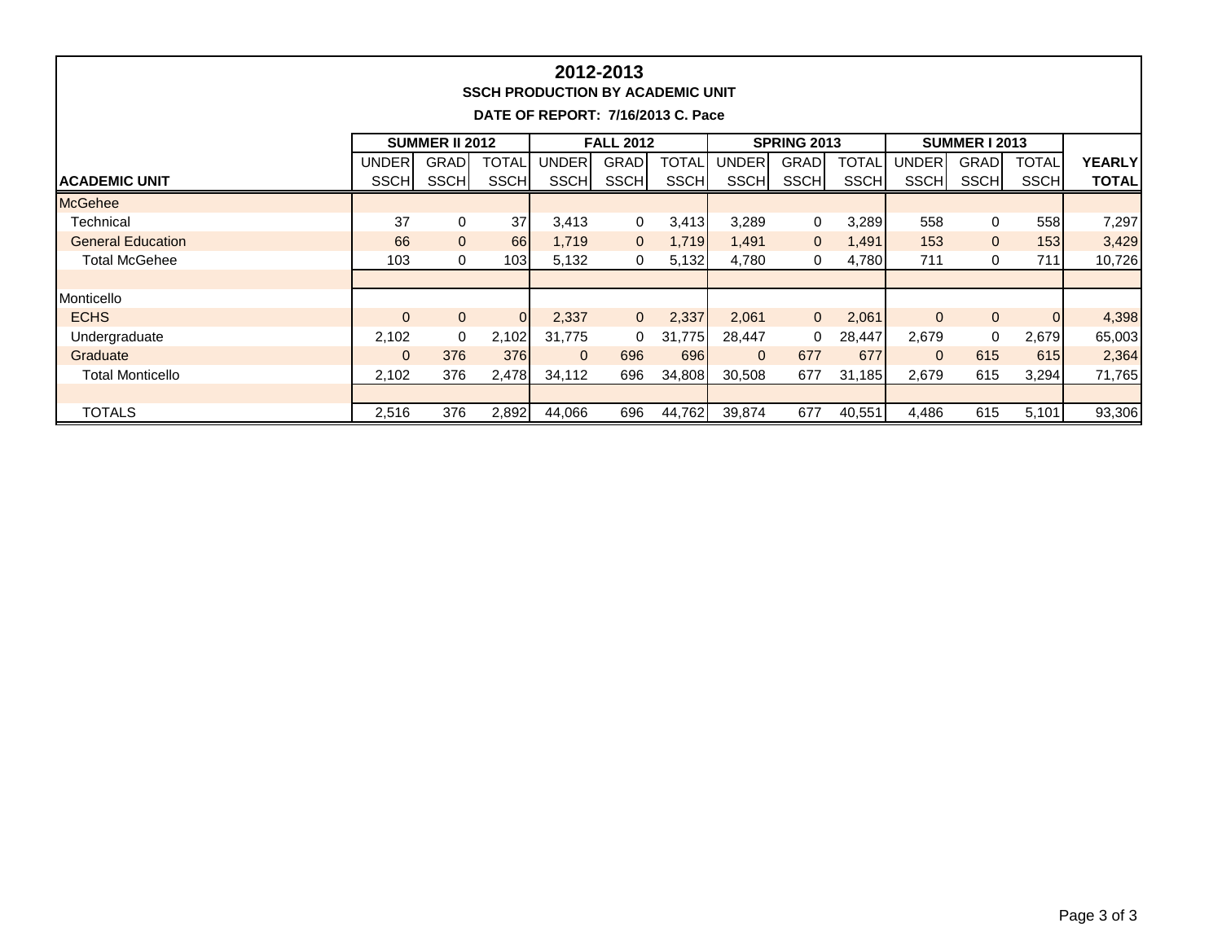# 2012-2013

## SSCH PRODUCTION BY ACADEMIC UNIT

**DATE OF REPORT: 7/16/2013 C. Pace**

| ACADEMIC UNIT | SUMMER II 2012 | | | FALL 2012 | | | SPRING 2013 | | | SUMMER I 2013 | | | |
|---|---|---|---|---|---|---|---|---|---|---|---|---|---|
| | UNDER SSCH | GRAD SSCH | TOTAL SSCH | UNDER SSCH | GRAD SSCH | TOTAL SSCH | UNDER SSCH | GRAD SSCH | TOTAL SSCH | UNDER SSCH | GRAD SSCH | TOTAL SSCH | YEARLY TOTAL |
| McGehee | | | | | | | | | | | | | |
| Technical | 37 | 0 | 37 | 3,413 | 0 | 3,413 | 3,289 | 0 | 3,289 | 558 | 0 | 558 | 7,297 |
| General Education | 66 | 0 | 66 | 1,719 | 0 | 1,719 | 1,491 | 0 | 1,491 | 153 | 0 | 153 | 3,429 |
| Total McGehee | 103 | 0 | 103 | 5,132 | 0 | 5,132 | 4,780 | 0 | 4,780 | 711 | 0 | 711 | 10,726 |
| | | | | | | | | | | | | | |
| Monticello | | | | | | | | | | | | | |
| ECHS | 0 | 0 | 0 | 2,337 | 0 | 2,337 | 2,061 | 0 | 2,061 | 0 | 0 | 0 | 4,398 |
| Undergraduate | 2,102 | 0 | 2,102 | 31,775 | 0 | 31,775 | 28,447 | 0 | 28,447 | 2,679 | 0 | 2,679 | 65,003 |
| Graduate | 0 | 376 | 376 | 0 | 696 | 696 | 0 | 677 | 677 | 0 | 615 | 615 | 2,364 |
| Total Monticello | 2,102 | 376 | 2,478 | 34,112 | 696 | 34,808 | 30,508 | 677 | 31,185 | 2,679 | 615 | 3,294 | 71,765 |
| | | | | | | | | | | | | | |
| TOTALS | 2,516 | 376 | 2,892 | 44,066 | 696 | 44,762 | 39,874 | 677 | 40,551 | 4,486 | 615 | 5,101 | 93,306 |